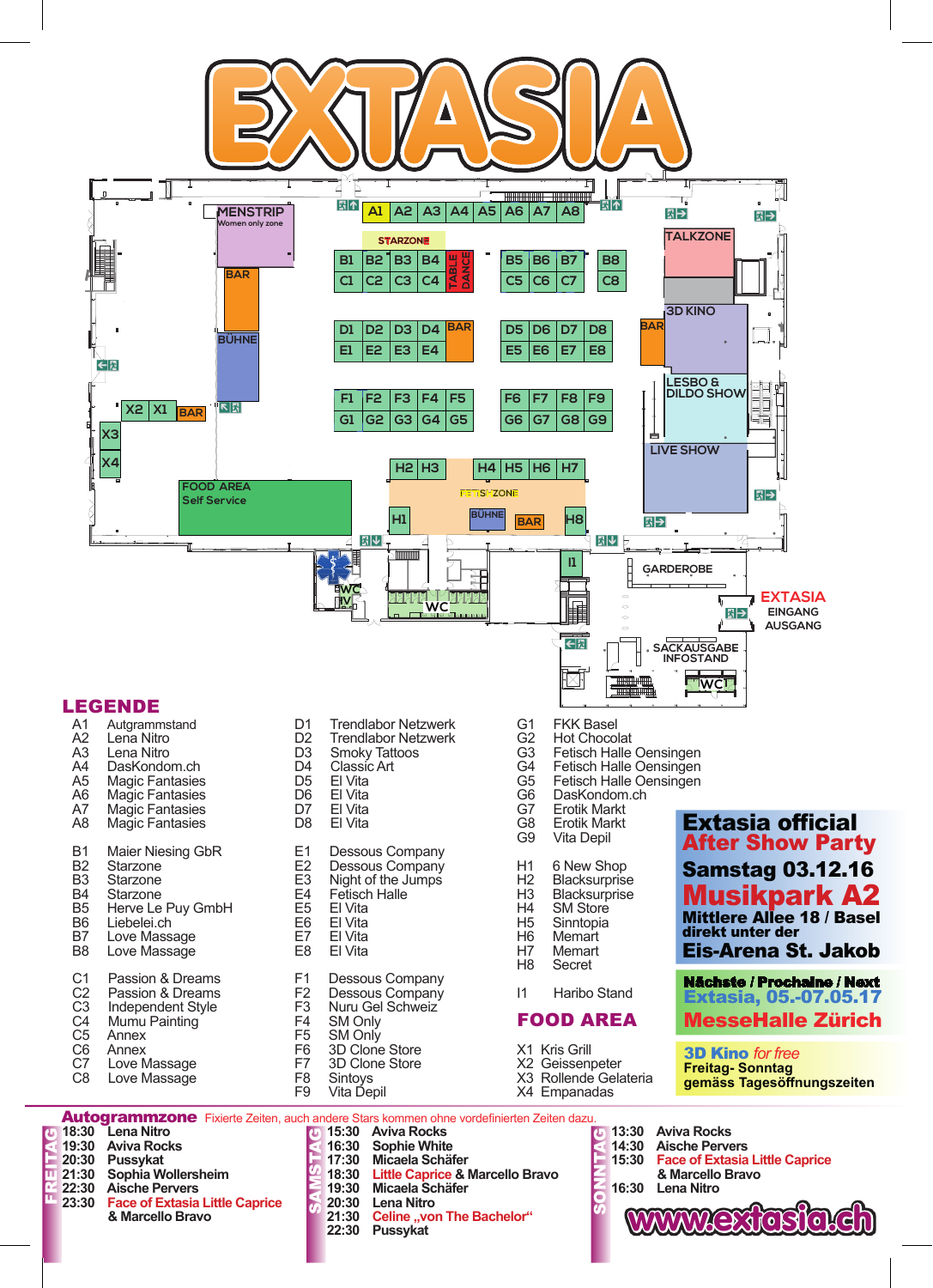# EXTASIA

MENSTRIP Women only zone · BAR · BÜHNE · STARZONE · TABLE DANCE · TALKZONE · 3D KINO · BAR · LESBO & DILDO SHOW · LIVE SHOW · FOOD AREA Self Service · FETISCHZONE · BÜHNE · BAR · GARDEROBE · WC · EXTASIA EINGANG AUSGANG · SACKAUSGABE INFOSTAND

## LEGENDE

| | | | | | |
|---|---|---|---|---|---|
| A1 | Autgrammstand | D1 | Trendlabor Netzwerk | G1 | FKK Basel |
| A2 | Lena Nitro | D2 | Trendlabor Netzwerk | G2 | Hot Chocolat |
| A3 | Lena Nitro | D3 | Smoky Tattoos | G3 | Fetisch Halle Oensingen |
| A4 | DasKondom.ch | D4 | Classic Art | G4 | Fetisch Halle Oensingen |
| A5 | Magic Fantasies | D5 | El Vita | G5 | Fetisch Halle Oensingen |
| A6 | Magic Fantasies | D6 | El Vita | G6 | DasKondom.ch |
| A7 | Magic Fantasies | D7 | El Vita | G7 | Erotik Markt |
| A8 | Magic Fantasies | D8 | El Vita | G8 | Erotik Markt |
| | | | | G9 | Vita Depil |
| B1 | Maier Niesing GbR | E1 | Dessous Company | H1 | 6 New Shop |
| B2 | Starzone | E2 | Dessous Company | H2 | Blacksurprise |
| B3 | Starzone | E3 | Night of the Jumps | H3 | Blacksurprise |
| B4 | Starzone | E4 | Fetisch Halle | H4 | SM Store |
| B5 | Herve Le Puy GmbH | E5 | El Vita | H5 | Sinntopia |
| B6 | Liebelei.ch | E6 | El Vita | H6 | Memart |
| B7 | Love Massage | E7 | El Vita | H7 | Memart |
| B8 | Love Massage | E8 | El Vita | H8 | Secret |
| C1 | Passion & Dreams | F1 | Dessous Company | I1 | Haribo Stand |
| C2 | Passion & Dreams | F2 | Dessous Company | | |
| C3 | Independent Style | F3 | Nuru Gel Schweiz | | |
| C4 | Mumu Painting | F4 | SM Only | | |
| C5 | Annex | F5 | SM Only | | |
| C6 | Annex | F6 | 3D Clone Store | | |
| C7 | Love Massage | F7 | 3D Clone Store | | |
| C8 | Love Massage | F8 | Sintoys | | |
| | | F9 | Vita Depil | | |

## FOOD AREA

- X1 Kris Grill
- X2 Geissenpeter
- X3 Rollende Gelateria
- X4 Empanadas

**Extasia official After Show Party**
**Samstag 03.12.16**
**Musikpark A2**
**Mittlere Allee 18 / Basel direkt unter der Eis-Arena St. Jakob**

**Nächste / Prochaine / Next**
**Extasia, 05.-07.05.17**
**MesseHalle Zürich**

**3D Kino** *for free*
**Freitag- Sonntag gemäss Tagesöffnungszeiten**

## Autogrammzone

Fixierte Zeiten, auch andere Stars kommen ohne vordefinierten Zeiten dazu.

**FREITAG**
- 18:30 Lena Nitro
- 19:30 Aviva Rocks
- 20:30 Pussykat
- 21:30 Sophia Wollersheim
- 22:30 Aische Pervers
- 23:30 Face of Extasia Little Caprice & Marcello Bravo

**SAMSTAG**
- 15:30 Aviva Rocks
- 16:30 Sophie White
- 17:30 Micaela Schäfer
- 18:30 Little Caprice & Marcello Bravo
- 19:30 Micaela Schäfer
- 20:30 Lena Nitro
- 21:30 Celine „von The Bachelor“
- 22:30 Pussykat

**SONNTAG**
- 13:30 Aviva Rocks
- 14:30 Aische Pervers
- 15:30 Face of Extasia Little Caprice & Marcello Bravo
- 16:30 Lena Nitro

www.extasia.ch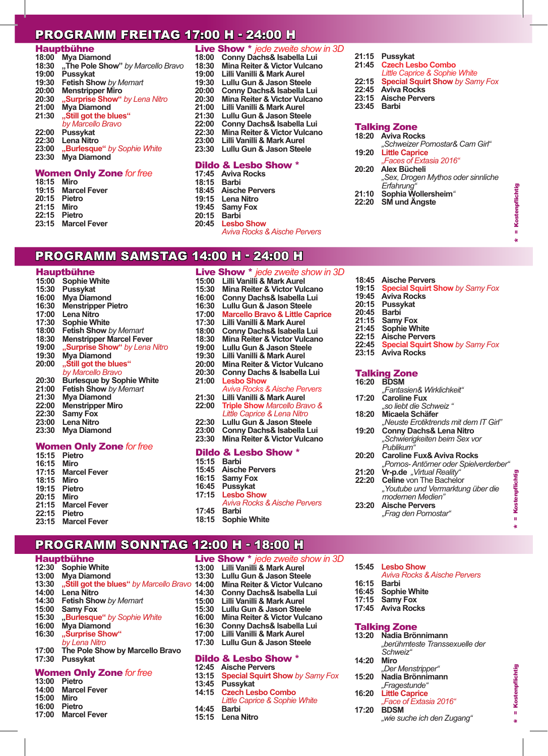# PROGRAMM FREITAG 17:00 H - 24:00 H

## Hauptbühne

18:00 Mya Diamond
18:30 „The Pole Show" *by Marcello Bravo*
19:00 Pussykat
19:30 Fetish Show *by Memart*
20:00 Menstripper Miro
20:30 „Surprise Show" *by Lena Nitro*
21:00 Mya Diamond
21:30 „Still got the blues" *by Marcello Bravo*
22:00 Pussykat
22:30 Lena Nitro
23:00 „Burlesque" *by Sophie White*
23:30 Mya Diamond

## Women Only Zone *for free*

18:15 Miro
19:15 Marcel Fever
20:15 Pietro
21:15 Miro
22:15 Pietro
23:15 Marcel Fever

## Live Show * *jede zweite show in 3D*

18:00 Conny Dachs& Isabella Lui
18:30 Mina Reiter & Victor Vulcano
19:00 Lilli Vanilli & Mark Aurel
19:30 Lullu Gun & Jason Steele
20:00 Conny Dachs& Isabella Lui
20:30 Mina Reiter & Victor Vulcano
21:00 Lilli Vanilli & Mark Aurel
21:30 Lullu Gun & Jason Steele
22:00 Conny Dachs& Isabella Lui
22:30 Mina Reiter & Victor Vulcano
23:00 Lilli Vanilli & Mark Aurel
23:30 Lullu Gun & Jason Steele

## Dildo & Lesbo Show *

17:45 Aviva Rocks
18:15 Barbi
18:45 Aische Pervers
19:15 Lena Nitro
19:45 Samy Fox
20:15 Barbi
20:45 Lesbo Show *Aviva Rocks & Aische Pervers*
21:15 Pussykat
21:45 Czech Lesbo Combo *Little Caprice & Sophie White*
22:15 Special Squirt Show *by Samy Fox*
22:45 Aviva Rocks
23:15 Aische Pervers
23:45 Barbi

## Talking Zone

18:20 Aviva Rocks *„Schweizer Pornostar& Cam Girl"*
19:20 Little Caprice *„Faces of Extasia 2016"*
20:20 Alex Bücheli *„Sex, Drogen Mythos oder sinnliche Erfahrung"*
21:10 Sophia Wollersheim"
22:20 SM und Ängste

\* = Kostenpflichtig

# PROGRAMM SAMSTAG 14:00 H - 24:00 H

## Hauptbühne

15:00 Sophie White
15:30 Pussykat
16:00 Mya Diamond
16:30 Menstripper Pietro
17:00 Lena Nitro
17:30 Sophie White
18:00 Fetish Show *by Memart*
18:30 Menstripper Marcel Fever
19:00 „Surprise Show" *by Lena Nitro*
19:30 Mya Diamond
20:00 „Still got the blues" *by Marcello Bravo*
20:30 Burlesque by Sophie White
21:00 Fetish Show *by Memart*
21:30 Mya Diamond
22:00 Menstripper Miro
22:30 Samy Fox
23:00 Lena Nitro
23:30 Mya Diamond

## Women Only Zone *for free*

15:15 Pietro
16:15 Miro
17:15 Marcel Fever
18:15 Miro
19:15 Pietro
20:15 Miro
21:15 Marcel Fever
22:15 Pietro
23:15 Marcel Fever

## Live Show * *jede zweite show in 3D*

15:00 Lilli Vanilli & Mark Aurel
15:30 Mina Reiter & Victor Vulcano
16:00 Conny Dachs& Isabella Lui
16:30 Lullu Gun & Jason Steele
17:00 Marcello Bravo & Little Caprice
17:30 Lilli Vanilli & Mark Aurel
18:00 Conny Dachs& Isabella Lui
18:30 Mina Reiter & Victor Vulcano
19:00 Lullu Gun & Jason Steele
19:30 Lilli Vanilli & Mark Aurel
20:00 Mina Reiter & Victor Vulcano
20:30 Conny Dachs & Isabella Lui
21:00 Lesbo Show *Aviva Rocks & Aische Pervers*
21:30 Lilli Vanilli & Mark Aurel
22:00 Triple Show *Marcello Bravo & Little Caprice & Lena Nitro*
22:30 Lullu Gun & Jason Steele
23:00 Conny Dachs& Isabella Lui
23:30 Mina Reiter & Victor Vulcano

## Dildo & Lesbo Show *

15:15 Barbi
15:45 Aische Pervers
16:15 Samy Fox
16:45 Pussykat
17:15 Lesbo Show *Aviva Rocks & Aische Pervers*
17:45 Barbi
18:15 Sophie White
18:45 Aische Pervers
19:15 Special Squirt Show *by Samy Fox*
19:45 Aviva Rocks
20:15 Pussykat
20:45 Barbi
21:15 Samy Fox
21:45 Sophie White
22:15 Aische Pervers
22:45 Special Squirt Show *by Samy Fox*
23:15 Aviva Rocks

## Talking Zone

16:20 BDSM *„Fantasien& Wirklichkeit"*
17:20 Caroline Fux *„so liebt die Schweiz "*
18:20 Micaela Schäfer *„Neuste Erotiktrends mit dem IT Girl"*
19:20 Conny Dachs& Lena Nitro *„Schwierigkeiten beim Sex vor Publikum"*
20:20 Caroline Fux& Aviva Rocks *„Pornos- Antörner oder Spielverderber"*
21:20 Vr-p.de *„Virtual Reality"*
22:20 Celine von The Bachelor *„Youtube und Vermarktung über die modernen Medien"*
23:20 Aische Pervers *„Frag den Pornostar"*

\* = Kostenpflichtig

# PROGRAMM SONNTAG 12:00 H - 18:00 H

## Hauptbühne

12:30 Sophie White
13:00 Mya Diamond
13:30 „Still got the blues" *by Marcello Bravo*
14:00 Lena Nitro
14:30 Fetish Show *by Memart*
15:00 Samy Fox
15:30 „Burlesque" *by Sophie White*
16:00 Mya Diamond
16:30 „Surprise Show" *by Lena Nitro*
17:00 The Pole Show by Marcello Bravo
17:30 Pussykat

## Women Only Zone *for free*

13:00 Pietro
14:00 Marcel Fever
15:00 Miro
16:00 Pietro
17:00 Marcel Fever

## Live Show * *jede zweite show in 3D*

13:00 Lilli Vanilli & Mark Aurel
13:30 Lullu Gun & Jason Steele
14:00 Mina Reiter & Victor Vulcano
14:30 Conny Dachs& Isabella Lui
15:00 Lilli Vanilli & Mark Aurel
15:30 Lullu Gun & Jason Steele
16:00 Mina Reiter & Victor Vulcano
16:30 Conny Dachs& Isabella Lui
17:00 Lilli Vanilli & Mark Aurel
17:30 Lullu Gun & Jason Steele

## Dildo & Lesbo Show *

12:45 Aische Pervers
13:15 Special Squirt Show *by Samy Fox*
13:45 Pussykat
14:15 Czech Lesbo Combo *Little Caprice & Sophie White*
14:45 Barbi
15:15 Lena Nitro
15:45 Lesbo Show *Aviva Rocks & Aische Pervers*
16:15 Barbi
16:45 Sophie White
17:15 Samy Fox
17:45 Aviva Rocks

## Talking Zone

13:20 Nadia Brönnimann *„berühmteste Transsexuelle der Schweiz"*
14:20 Miro *„Der Menstripper"*
15:20 Nadia Brönnimann *„Fragestunde"*
16:20 Little Caprice *„Face of Extasia 2016"*
17:20 BDSM *„wie suche ich den Zugang"*

\* = Kostenpflichtig